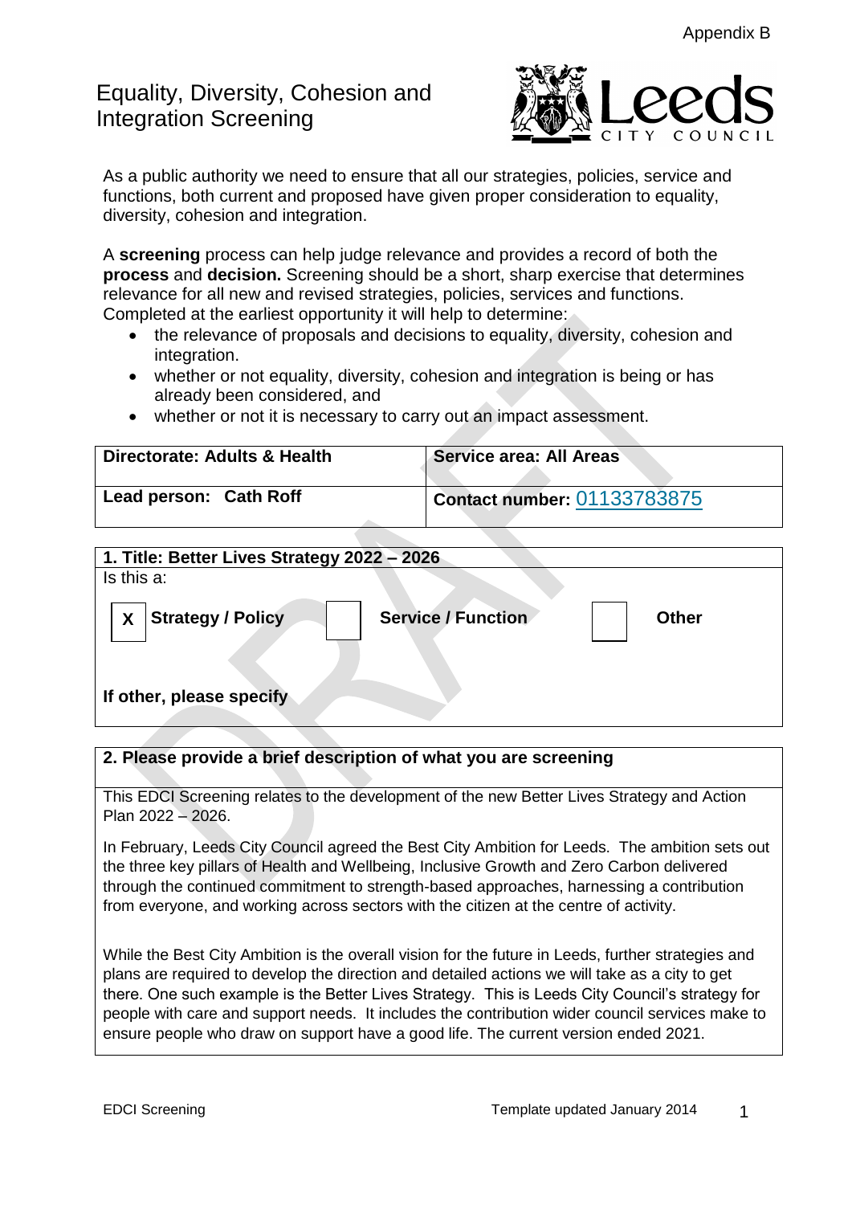Appendix B

# Equality, Diversity, Cohesion and Integration Screening

As a public authority we need to ensure that all our strategies, policies, service and functions, both current and proposed have given proper consideration to equality, diversity, cohesion and integration.

A **screening** process can help judge relevance and provides a record of both the **process** and **decision.** Screening should be a short, sharp exercise that determines relevance for all new and revised strategies, policies, services and functions. Completed at the earliest opportunity it will help to determine:

- the relevance of proposals and decisions to equality, diversity, cohesion and integration.
- whether or not equality, diversity, cohesion and integration is being or has already been considered, and
- whether or not it is necessary to carry out an impact assessment.

| **Directorate: Adults & Health** | **Service area: All Areas** |
|---|---|
| **Lead person: Cath Roff** | **Contact number:** 01133783875 |

**1. Title: Better Lives Strategy 2022 – 2026**

Is this a:

| X | **Strategy / Policy** | | **Service / Function** | | **Other** |
|---|---|---|---|---|---|

**If other, please specify**

**2. Please provide a brief description of what you are screening**

This EDCI Screening relates to the development of the new Better Lives Strategy and Action Plan 2022 – 2026.

In February, Leeds City Council agreed the Best City Ambition for Leeds. The ambition sets out the three key pillars of Health and Wellbeing, Inclusive Growth and Zero Carbon delivered through the continued commitment to strength-based approaches, harnessing a contribution from everyone, and working across sectors with the citizen at the centre of activity.

While the Best City Ambition is the overall vision for the future in Leeds, further strategies and plans are required to develop the direction and detailed actions we will take as a city to get there. One such example is the Better Lives Strategy. This is Leeds City Council's strategy for people with care and support needs. It includes the contribution wider council services make to ensure people who draw on support have a good life. The current version ended 2021.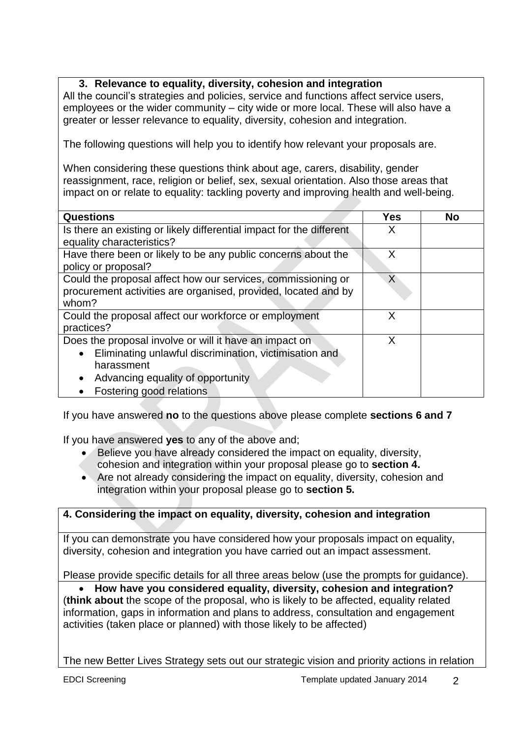## 3. Relevance to equality, diversity, cohesion and integration

All the council's strategies and policies, service and functions affect service users, employees or the wider community – city wide or more local. These will also have a greater or lesser relevance to equality, diversity, cohesion and integration.

The following questions will help you to identify how relevant your proposals are.

When considering these questions think about age, carers, disability, gender reassignment, race, religion or belief, sex, sexual orientation. Also those areas that impact on or relate to equality: tackling poverty and improving health and well-being.

| Questions | Yes | No |
|---|---|---|
| Is there an existing or likely differential impact for the different equality characteristics? | X | |
| Have there been or likely to be any public concerns about the policy or proposal? | X | |
| Could the proposal affect how our services, commissioning or procurement activities are organised, provided, located and by whom? | X | |
| Could the proposal affect our workforce or employment practices? | X | |
| Does the proposal involve or will it have an impact on<br>• Eliminating unlawful discrimination, victimisation and harassment<br>• Advancing equality of opportunity<br>• Fostering good relations | X | |

If you have answered **no** to the questions above please complete **sections 6 and 7**

If you have answered **yes** to any of the above and;

- Believe you have already considered the impact on equality, diversity, cohesion and integration within your proposal please go to **section 4.**
- Are not already considering the impact on equality, diversity, cohesion and integration within your proposal please go to **section 5.**

## 4. Considering the impact on equality, diversity, cohesion and integration

If you can demonstrate you have considered how your proposals impact on equality, diversity, cohesion and integration you have carried out an impact assessment.

Please provide specific details for all three areas below (use the prompts for guidance).

- **How have you considered equality, diversity, cohesion and integration?**

(**think about** the scope of the proposal, who is likely to be affected, equality related information, gaps in information and plans to address, consultation and engagement activities (taken place or planned) with those likely to be affected)

The new Better Lives Strategy sets out our strategic vision and priority actions in relation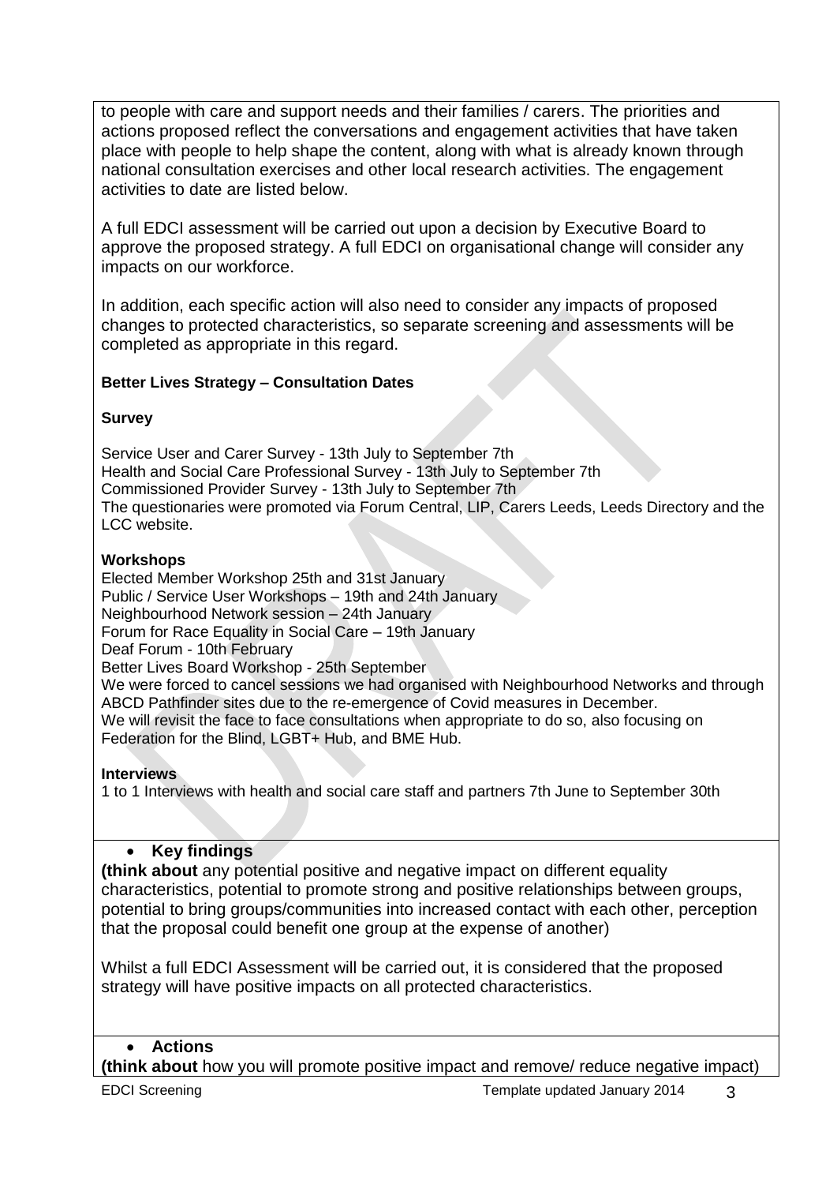to people with care and support needs and their families / carers. The priorities and actions proposed reflect the conversations and engagement activities that have taken place with people to help shape the content, along with what is already known through national consultation exercises and other local research activities. The engagement activities to date are listed below.

A full EDCI assessment will be carried out upon a decision by Executive Board to approve the proposed strategy. A full EDCI on organisational change will consider any impacts on our workforce.

In addition, each specific action will also need to consider any impacts of proposed changes to protected characteristics, so separate screening and assessments will be completed as appropriate in this regard.

**Better Lives Strategy – Consultation Dates**

**Survey**

Service User and Carer Survey - 13th July to September 7th
Health and Social Care Professional Survey - 13th July to September 7th
Commissioned Provider Survey - 13th July to September 7th
The questionaries were promoted via Forum Central, LIP, Carers Leeds, Leeds Directory and the LCC website.

**Workshops**

Elected Member Workshop 25th and 31st January
Public / Service User Workshops – 19th and 24th January
Neighbourhood Network session – 24th January
Forum for Race Equality in Social Care – 19th January
Deaf Forum - 10th February
Better Lives Board Workshop - 25th September
We were forced to cancel sessions we had organised with Neighbourhood Networks and through ABCD Pathfinder sites due to the re-emergence of Covid measures in December.
We will revisit the face to face consultations when appropriate to do so, also focusing on Federation for the Blind, LGBT+ Hub, and BME Hub.

**Interviews**

1 to 1 Interviews with health and social care staff and partners 7th June to September 30th

- **Key findings**

**(think about** any potential positive and negative impact on different equality characteristics, potential to promote strong and positive relationships between groups, potential to bring groups/communities into increased contact with each other, perception that the proposal could benefit one group at the expense of another)

Whilst a full EDCI Assessment will be carried out, it is considered that the proposed strategy will have positive impacts on all protected characteristics.

- **Actions**

**(think about** how you will promote positive impact and remove/ reduce negative impact)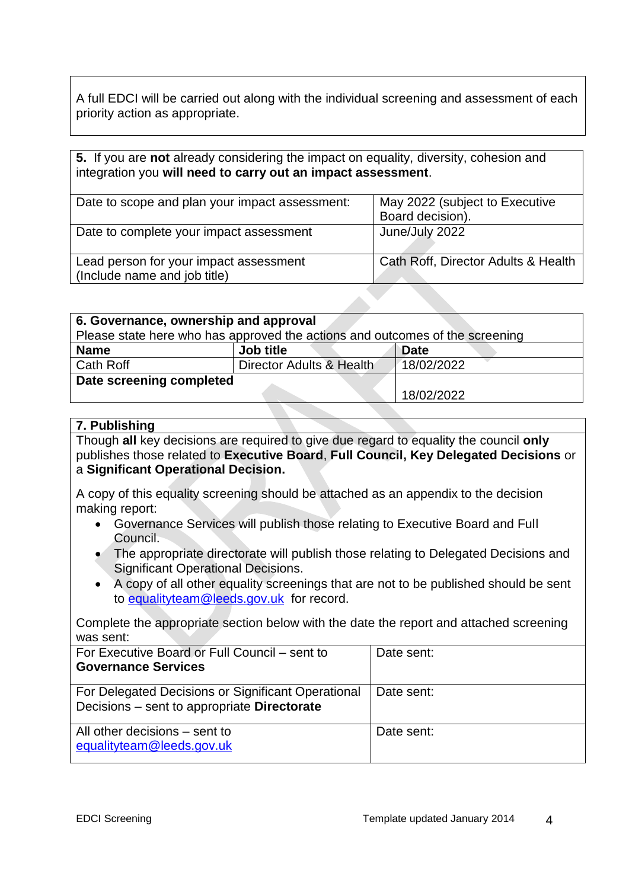A full EDCI will be carried out along with the individual screening and assessment of each priority action as appropriate.

**5.** If you are **not** already considering the impact on equality, diversity, cohesion and integration you **will need to carry out an impact assessment**.

| | |
|---|---|
| Date to scope and plan your impact assessment: | May 2022 (subject to Executive Board decision). |
| Date to complete your impact assessment | June/July 2022 |
| Lead person for your impact assessment (Include name and job title) | Cath Roff, Director Adults & Health |

**6. Governance, ownership and approval**

Please state here who has approved the actions and outcomes of the screening

| Name | Job title | Date |
|---|---|---|
| Cath Roff | Director Adults & Health | 18/02/2022 |
| **Date screening completed** | | 18/02/2022 |

**7. Publishing**

Though **all** key decisions are required to give due regard to equality the council **only** publishes those related to **Executive Board**, **Full Council, Key Delegated Decisions** or a **Significant Operational Decision.**

A copy of this equality screening should be attached as an appendix to the decision making report:

- Governance Services will publish those relating to Executive Board and Full Council.
- The appropriate directorate will publish those relating to Delegated Decisions and Significant Operational Decisions.
- A copy of all other equality screenings that are not to be published should be sent to equalityteam@leeds.gov.uk for record.

Complete the appropriate section below with the date the report and attached screening was sent:

| | |
|---|---|
| For Executive Board or Full Council – sent to **Governance Services** | Date sent: |
| For Delegated Decisions or Significant Operational Decisions – sent to appropriate **Directorate** | Date sent: |
| All other decisions – sent to equalityteam@leeds.gov.uk | Date sent: |